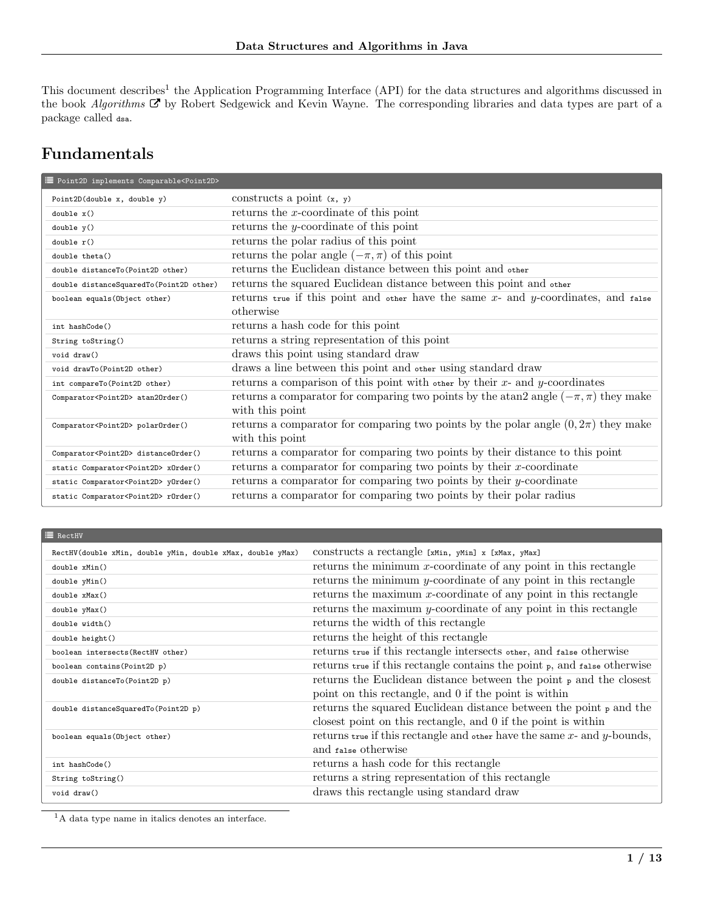This document describes[1] the Application Programming Interface (API) for the data structures and algorithms discussed in the book *Algorithms* by Robert Sedgewick and Kevin Wayne. The corresponding libraries and data types are part of a package called `dsa`.

# Fundamentals

| `Point2D implements Comparable<Point2D>` | |
|---|---|
| `Point2D(double x, double y)` | constructs a point `(x, y)` |
| `double x()` | returns the $x$-coordinate of this point |
| `double y()` | returns the $y$-coordinate of this point |
| `double r()` | returns the polar radius of this point |
| `double theta()` | returns the polar angle $(-\pi, \pi)$ of this point |
| `double distanceTo(Point2D other)` | returns the Euclidean distance between this point and `other` |
| `double distanceSquaredTo(Point2D other)` | returns the squared Euclidean distance between this point and `other` |
| `boolean equals(Object other)` | returns `true` if this point and `other` have the same $x$- and $y$-coordinates, and `false` otherwise |
| `int hashCode()` | returns a hash code for this point |
| `String toString()` | returns a string representation of this point |
| `void draw()` | draws this point using standard draw |
| `void drawTo(Point2D other)` | draws a line between this point and `other` using standard draw |
| `int compareTo(Point2D other)` | returns a comparison of this point with `other` by their $x$- and $y$-coordinates |
| `Comparator<Point2D> atan2Order()` | returns a comparator for comparing two points by the atan2 angle $(-\pi, \pi)$ they make with this point |
| `Comparator<Point2D> polarOrder()` | returns a comparator for comparing two points by the polar angle $(0, 2\pi)$ they make with this point |
| `Comparator<Point2D> distanceOrder()` | returns a comparator for comparing two points by their distance to this point |
| `static Comparator<Point2D> xOrder()` | returns a comparator for comparing two points by their $x$-coordinate |
| `static Comparator<Point2D> yOrder()` | returns a comparator for comparing two points by their $y$-coordinate |
| `static Comparator<Point2D> rOrder()` | returns a comparator for comparing two points by their polar radius |

| `RectHV` | |
|---|---|
| `RectHV(double xMin, double yMin, double xMax, double yMax)` | constructs a rectangle `[xMin, yMin] x [xMax, yMax]` |
| `double xMin()` | returns the minimum $x$-coordinate of any point in this rectangle |
| `double yMin()` | returns the minimum $y$-coordinate of any point in this rectangle |
| `double xMax()` | returns the maximum $x$-coordinate of any point in this rectangle |
| `double yMax()` | returns the maximum $y$-coordinate of any point in this rectangle |
| `double width()` | returns the width of this rectangle |
| `double height()` | returns the height of this rectangle |
| `boolean intersects(RectHV other)` | returns `true` if this rectangle intersects `other`, and `false` otherwise |
| `boolean contains(Point2D p)` | returns `true` if this rectangle contains the point `p`, and `false` otherwise |
| `double distanceTo(Point2D p)` | returns the Euclidean distance between the point `p` and the closest point on this rectangle, and 0 if the point is within |
| `double distanceSquaredTo(Point2D p)` | returns the squared Euclidean distance between the point `p` and the closest point on this rectangle, and 0 if the point is within |
| `boolean equals(Object other)` | returns `true` if this rectangle and `other` have the same $x$- and $y$-bounds, and `false` otherwise |
| `int hashCode()` | returns a hash code for this rectangle |
| `String toString()` | returns a string representation of this rectangle |
| `void draw()` | draws this rectangle using standard draw |

[1] A data type name in italics denotes an interface.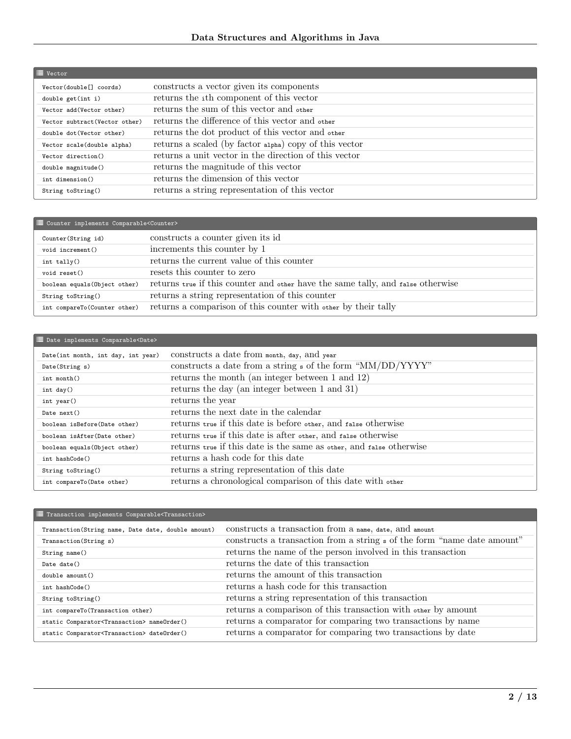| Vector | |
|---|---|
| `Vector(double[] coords)` | constructs a vector given its components |
| `double get(int i)` | returns the `i`th component of this vector |
| `Vector add(Vector other)` | returns the sum of this vector and `other` |
| `Vector subtract(Vector other)` | returns the difference of this vector and `other` |
| `double dot(Vector other)` | returns the dot product of this vector and `other` |
| `Vector scale(double alpha)` | returns a scaled (by factor `alpha`) copy of this vector |
| `Vector direction()` | returns a unit vector in the direction of this vector |
| `double magnitude()` | returns the magnitude of this vector |
| `int dimension()` | returns the dimension of this vector |
| `String toString()` | returns a string representation of this vector |

| Counter implements Comparable<Counter> | |
|---|---|
| `Counter(String id)` | constructs a counter given its id |
| `void increment()` | increments this counter by 1 |
| `int tally()` | returns the current value of this counter |
| `void reset()` | resets this counter to zero |
| `boolean equals(Object other)` | returns `true` if this counter and `other` have the same tally, and `false` otherwise |
| `String toString()` | returns a string representation of this counter |
| `int compareTo(Counter other)` | returns a comparison of this counter with `other` by their tally |

| Date implements Comparable<Date> | |
|---|---|
| `Date(int month, int day, int year)` | constructs a date from `month`, `day`, and `year` |
| `Date(String s)` | constructs a date from a string `s` of the form "MM/DD/YYYY" |
| `int month()` | returns the month (an integer between 1 and 12) |
| `int day()` | returns the day (an integer between 1 and 31) |
| `int year()` | returns the year |
| `Date next()` | returns the next date in the calendar |
| `boolean isBefore(Date other)` | returns `true` if this date is before `other`, and `false` otherwise |
| `boolean isAfter(Date other)` | returns `true` if this date is after `other`, and `false` otherwise |
| `boolean equals(Object other)` | returns `true` if this date is the same as `other`, and `false` otherwise |
| `int hashCode()` | returns a hash code for this date |
| `String toString()` | returns a string representation of this date |
| `int compareTo(Date other)` | returns a chronological comparison of this date with `other` |

| Transaction implements Comparable<Transaction> | |
|---|---|
| `Transaction(String name, Date date, double amount)` | constructs a transaction from a `name`, `date`, and `amount` |
| `Transaction(String s)` | constructs a transaction from a string `s` of the form "name date amount" |
| `String name()` | returns the name of the person involved in this transaction |
| `Date date()` | returns the date of this transaction |
| `double amount()` | returns the amount of this transaction |
| `int hashCode()` | returns a hash code for this transaction |
| `String toString()` | returns a string representation of this transaction |
| `int compareTo(Transaction other)` | returns a comparison of this transaction with `other` by amount |
| `static Comparator<Transaction> nameOrder()` | returns a comparator for comparing two transactions by name |
| `static Comparator<Transaction> dateOrder()` | returns a comparator for comparing two transactions by date |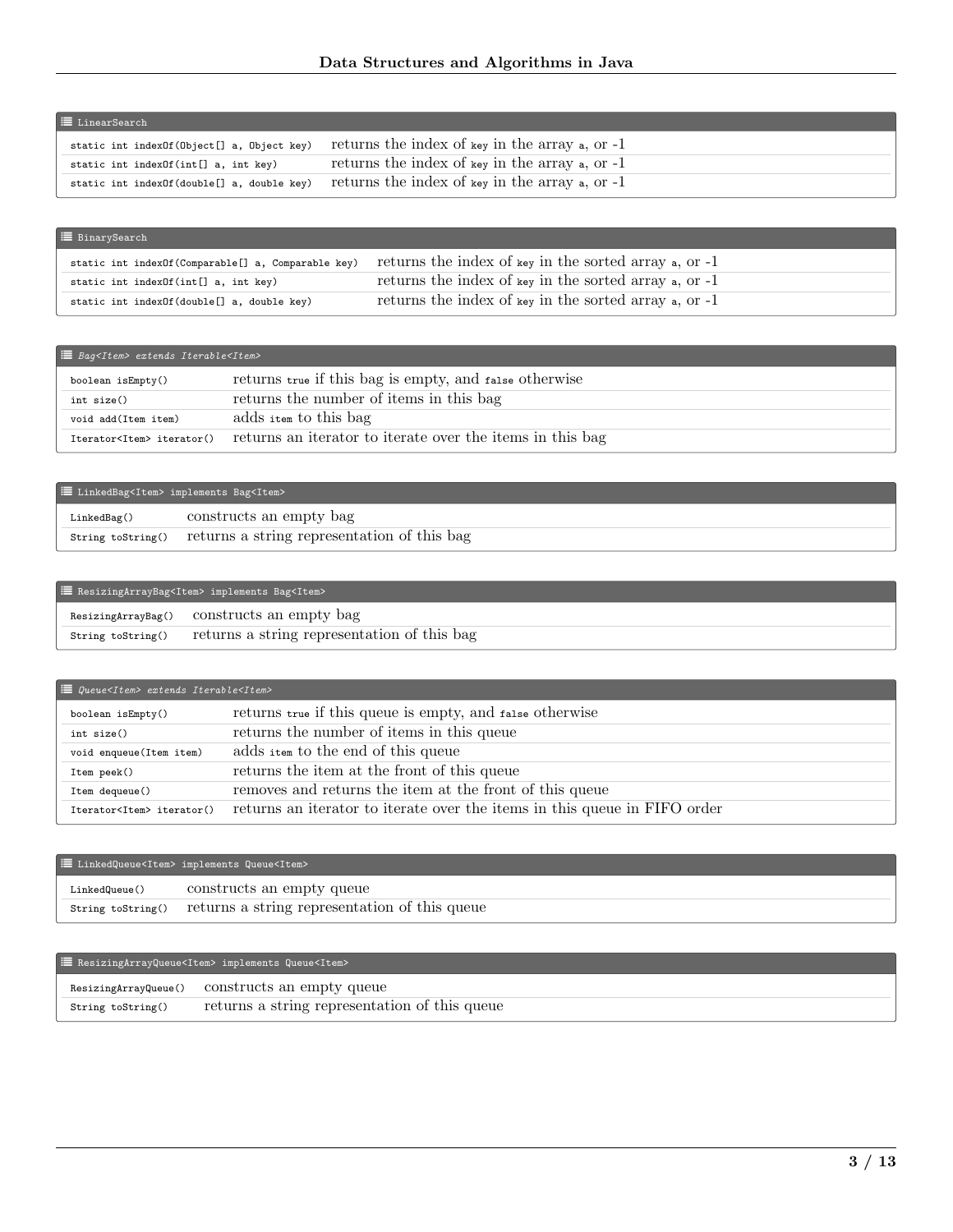| LinearSearch | |
|---|---|
| `static int indexOf(Object[] a, Object key)` | returns the index of `key` in the array `a`, or -1 |
| `static int indexOf(int[] a, int key)` | returns the index of `key` in the array `a`, or -1 |
| `static int indexOf(double[] a, double key)` | returns the index of `key` in the array `a`, or -1 |

| BinarySearch | |
|---|---|
| `static int indexOf(Comparable[] a, Comparable key)` | returns the index of `key` in the sorted array `a`, or -1 |
| `static int indexOf(int[] a, int key)` | returns the index of `key` in the sorted array `a`, or -1 |
| `static int indexOf(double[] a, double key)` | returns the index of `key` in the sorted array `a`, or -1 |

| *Bag<Item> extends Iterable<Item>* | |
|---|---|
| `boolean isEmpty()` | returns `true` if this bag is empty, and `false` otherwise |
| `int size()` | returns the number of items in this bag |
| `void add(Item item)` | adds `item` to this bag |
| `Iterator<Item> iterator()` | returns an iterator to iterate over the items in this bag |

| LinkedBag<Item> implements Bag<Item> | |
|---|---|
| `LinkedBag()` | constructs an empty bag |
| `String toString()` | returns a string representation of this bag |

| ResizingArrayBag<Item> implements Bag<Item> | |
|---|---|
| `ResizingArrayBag()` | constructs an empty bag |
| `String toString()` | returns a string representation of this bag |

| *Queue<Item> extends Iterable<Item>* | |
|---|---|
| `boolean isEmpty()` | returns `true` if this queue is empty, and `false` otherwise |
| `int size()` | returns the number of items in this queue |
| `void enqueue(Item item)` | adds `item` to the end of this queue |
| `Item peek()` | returns the item at the front of this queue |
| `Item dequeue()` | removes and returns the item at the front of this queue |
| `Iterator<Item> iterator()` | returns an iterator to iterate over the items in this queue in FIFO order |

| LinkedQueue<Item> implements Queue<Item> | |
|---|---|
| `LinkedQueue()` | constructs an empty queue |
| `String toString()` | returns a string representation of this queue |

| ResizingArrayQueue<Item> implements Queue<Item> | |
|---|---|
| `ResizingArrayQueue()` | constructs an empty queue |
| `String toString()` | returns a string representation of this queue |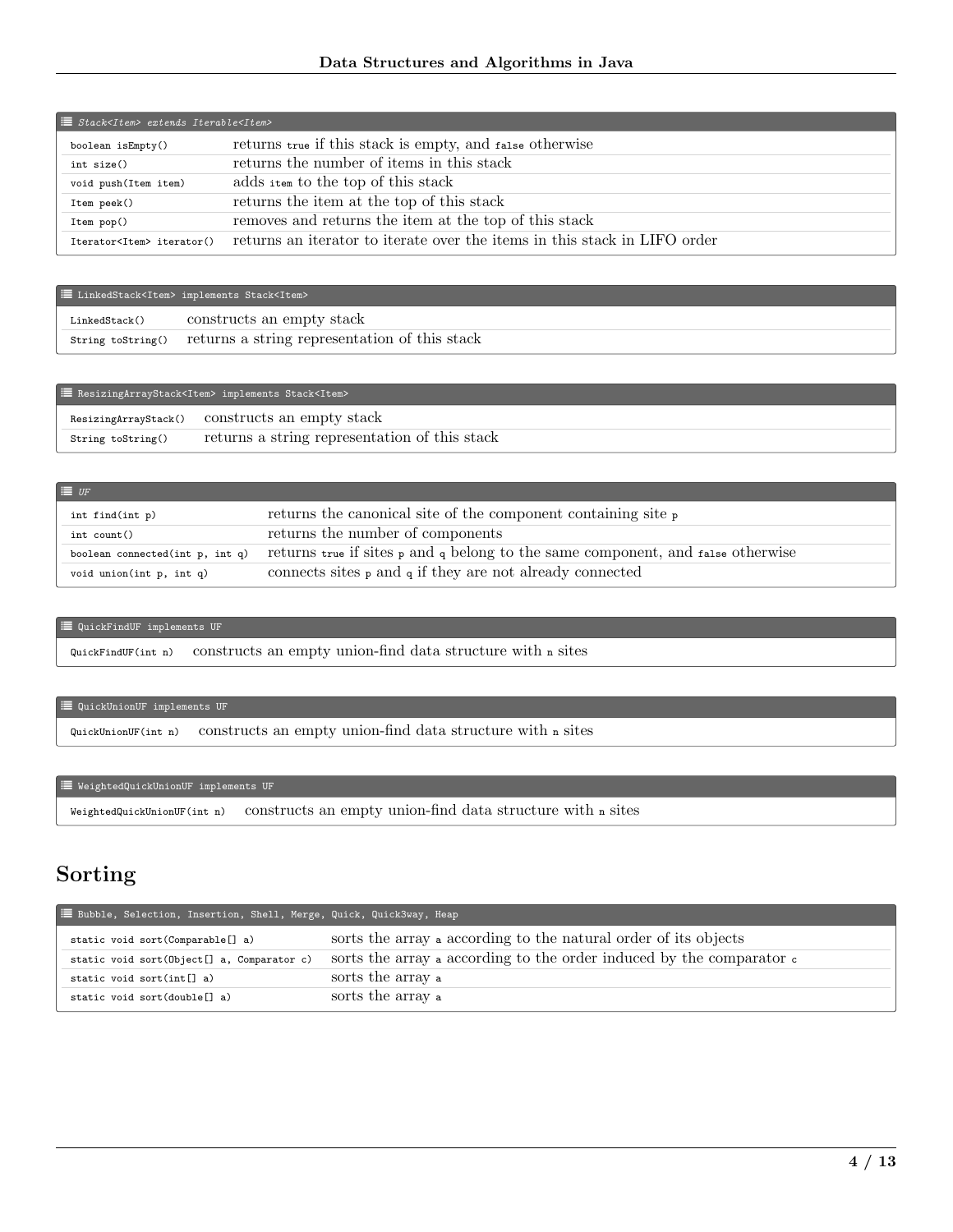| `Stack<Item> extends Iterable<Item>` | |
|---|---|
| `boolean isEmpty()` | returns `true` if this stack is empty, and `false` otherwise |
| `int size()` | returns the number of items in this stack |
| `void push(Item item)` | adds `item` to the top of this stack |
| `Item peek()` | returns the item at the top of this stack |
| `Item pop()` | removes and returns the item at the top of this stack |
| `Iterator<Item> iterator()` | returns an iterator to iterate over the items in this stack in LIFO order |

| `LinkedStack<Item> implements Stack<Item>` | |
|---|---|
| `LinkedStack()` | constructs an empty stack |
| `String toString()` | returns a string representation of this stack |

| `ResizingArrayStack<Item> implements Stack<Item>` | |
|---|---|
| `ResizingArrayStack()` | constructs an empty stack |
| `String toString()` | returns a string representation of this stack |

| `UF` | |
|---|---|
| `int find(int p)` | returns the canonical site of the component containing site `p` |
| `int count()` | returns the number of components |
| `boolean connected(int p, int q)` | returns `true` if sites `p` and `q` belong to the same component, and `false` otherwise |
| `void union(int p, int q)` | connects sites `p` and `q` if they are not already connected |

| `QuickFindUF implements UF` | |
|---|---|
| `QuickFindUF(int n)` | constructs an empty union-find data structure with `n` sites |

| `QuickUnionUF implements UF` | |
|---|---|
| `QuickUnionUF(int n)` | constructs an empty union-find data structure with `n` sites |

| `WeightedQuickUnionUF implements UF` | |
|---|---|
| `WeightedQuickUnionUF(int n)` | constructs an empty union-find data structure with `n` sites |

## Sorting

| `Bubble, Selection, Insertion, Shell, Merge, Quick, Quick3way, Heap` | |
|---|---|
| `static void sort(Comparable[] a)` | sorts the array `a` according to the natural order of its objects |
| `static void sort(Object[] a, Comparator c)` | sorts the array `a` according to the order induced by the comparator `c` |
| `static void sort(int[] a)` | sorts the array `a` |
| `static void sort(double[] a)` | sorts the array `a` |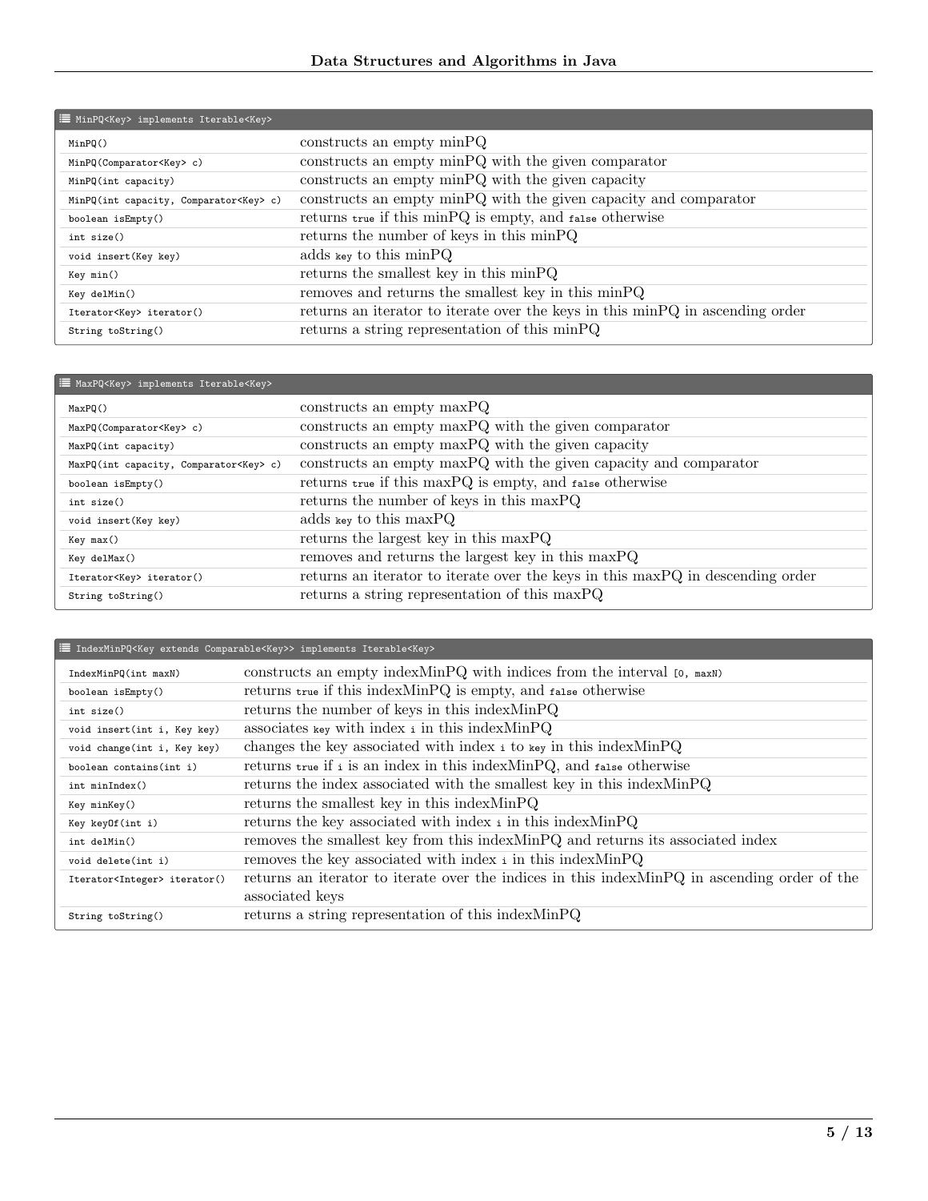| MinPQ<Key> implements Iterable<Key> | |
|---|---|
| `MinPQ()` | constructs an empty minPQ |
| `MinPQ(Comparator<Key> c)` | constructs an empty minPQ with the given comparator |
| `MinPQ(int capacity)` | constructs an empty minPQ with the given capacity |
| `MinPQ(int capacity, Comparator<Key> c)` | constructs an empty minPQ with the given capacity and comparator |
| `boolean isEmpty()` | returns `true` if this minPQ is empty, and `false` otherwise |
| `int size()` | returns the number of keys in this minPQ |
| `void insert(Key key)` | adds `key` to this minPQ |
| `Key min()` | returns the smallest key in this minPQ |
| `Key delMin()` | removes and returns the smallest key in this minPQ |
| `Iterator<Key> iterator()` | returns an iterator to iterate over the keys in this minPQ in ascending order |
| `String toString()` | returns a string representation of this minPQ |

| MaxPQ<Key> implements Iterable<Key> | |
|---|---|
| `MaxPQ()` | constructs an empty maxPQ |
| `MaxPQ(Comparator<Key> c)` | constructs an empty maxPQ with the given comparator |
| `MaxPQ(int capacity)` | constructs an empty maxPQ with the given capacity |
| `MaxPQ(int capacity, Comparator<Key> c)` | constructs an empty maxPQ with the given capacity and comparator |
| `boolean isEmpty()` | returns `true` if this maxPQ is empty, and `false` otherwise |
| `int size()` | returns the number of keys in this maxPQ |
| `void insert(Key key)` | adds `key` to this maxPQ |
| `Key max()` | returns the largest key in this maxPQ |
| `Key delMax()` | removes and returns the largest key in this maxPQ |
| `Iterator<Key> iterator()` | returns an iterator to iterate over the keys in this maxPQ in descending order |
| `String toString()` | returns a string representation of this maxPQ |

| IndexMinPQ<Key extends Comparable<Key>> implements Iterable<Key> | |
|---|---|
| `IndexMinPQ(int maxN)` | constructs an empty indexMinPQ with indices from the interval `[0, maxN)` |
| `boolean isEmpty()` | returns `true` if this indexMinPQ is empty, and `false` otherwise |
| `int size()` | returns the number of keys in this indexMinPQ |
| `void insert(int i, Key key)` | associates `key` with index `i` in this indexMinPQ |
| `void change(int i, Key key)` | changes the key associated with index `i` to `key` in this indexMinPQ |
| `boolean contains(int i)` | returns `true` if `i` is an index in this indexMinPQ, and `false` otherwise |
| `int minIndex()` | returns the index associated with the smallest key in this indexMinPQ |
| `Key minKey()` | returns the smallest key in this indexMinPQ |
| `Key keyOf(int i)` | returns the key associated with index `i` in this indexMinPQ |
| `int delMin()` | removes the smallest key from this indexMinPQ and returns its associated index |
| `void delete(int i)` | removes the key associated with index `i` in this indexMinPQ |
| `Iterator<Integer> iterator()` | returns an iterator to iterate over the indices in this indexMinPQ in ascending order of the associated keys |
| `String toString()` | returns a string representation of this indexMinPQ |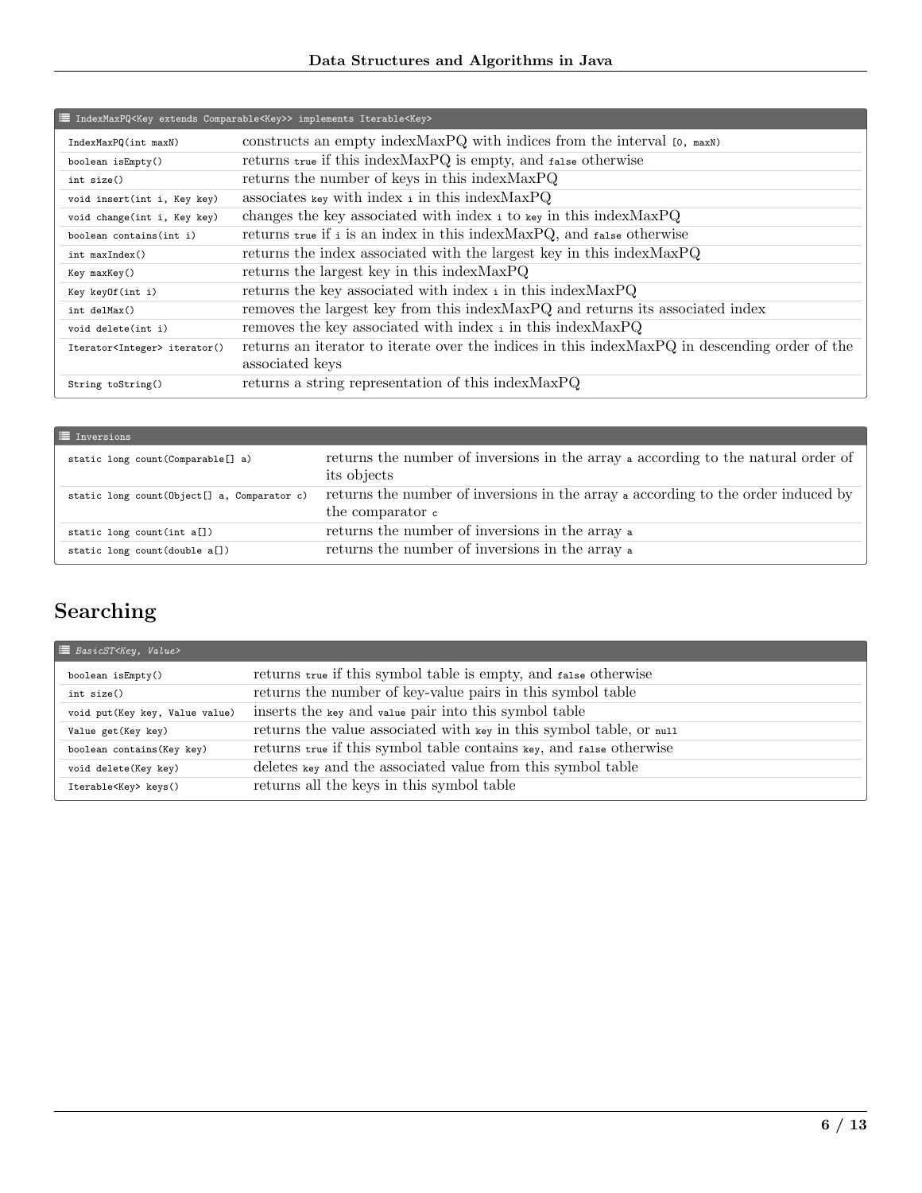| IndexMaxPQ<Key extends Comparable<Key>> implements Iterable<Key> | |
|---|---|
| `IndexMaxPQ(int maxN)` | constructs an empty indexMaxPQ with indices from the interval `[0, maxN)` |
| `boolean isEmpty()` | returns `true` if this indexMaxPQ is empty, and `false` otherwise |
| `int size()` | returns the number of keys in this indexMaxPQ |
| `void insert(int i, Key key)` | associates `key` with index `i` in this indexMaxPQ |
| `void change(int i, Key key)` | changes the key associated with index `i` to `key` in this indexMaxPQ |
| `boolean contains(int i)` | returns `true` if `i` is an index in this indexMaxPQ, and `false` otherwise |
| `int maxIndex()` | returns the index associated with the largest key in this indexMaxPQ |
| `Key maxKey()` | returns the largest key in this indexMaxPQ |
| `Key keyOf(int i)` | returns the key associated with index `i` in this indexMaxPQ |
| `int delMax()` | removes the largest key from this indexMaxPQ and returns its associated index |
| `void delete(int i)` | removes the key associated with index `i` in this indexMaxPQ |
| `Iterator<Integer> iterator()` | returns an iterator to iterate over the indices in this indexMaxPQ in descending order of the associated keys |
| `String toString()` | returns a string representation of this indexMaxPQ |

| Inversions | |
|---|---|
| `static long count(Comparable[] a)` | returns the number of inversions in the array `a` according to the natural order of its objects |
| `static long count(Object[] a, Comparator c)` | returns the number of inversions in the array `a` according to the order induced by the comparator `c` |
| `static long count(int a[])` | returns the number of inversions in the array `a` |
| `static long count(double a[])` | returns the number of inversions in the array `a` |

## Searching

| *BasicST<Key, Value>* | |
|---|---|
| `boolean isEmpty()` | returns `true` if this symbol table is empty, and `false` otherwise |
| `int size()` | returns the number of key-value pairs in this symbol table |
| `void put(Key key, Value value)` | inserts the `key` and `value` pair into this symbol table |
| `Value get(Key key)` | returns the value associated with `key` in this symbol table, or `null` |
| `boolean contains(Key key)` | returns `true` if this symbol table contains `key`, and `false` otherwise |
| `void delete(Key key)` | deletes `key` and the associated value from this symbol table |
| `Iterable<Key> keys()` | returns all the keys in this symbol table |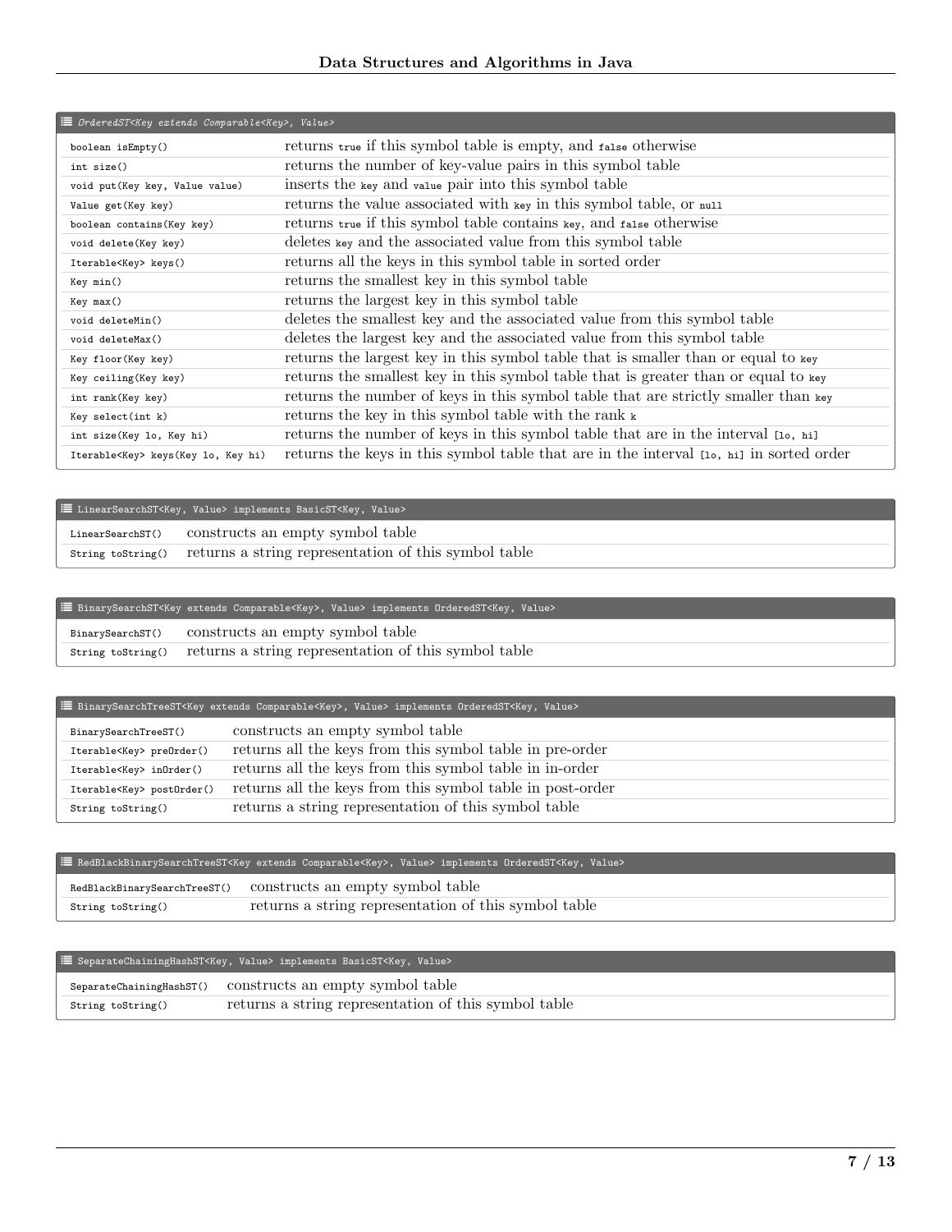| ☰ *OrderedST<Key extends Comparable<Key>, Value>* | |
|---|---|
| `boolean isEmpty()` | returns `true` if this symbol table is empty, and `false` otherwise |
| `int size()` | returns the number of key-value pairs in this symbol table |
| `void put(Key key, Value value)` | inserts the `key` and `value` pair into this symbol table |
| `Value get(Key key)` | returns the value associated with `key` in this symbol table, or `null` |
| `boolean contains(Key key)` | returns `true` if this symbol table contains `key`, and `false` otherwise |
| `void delete(Key key)` | deletes `key` and the associated value from this symbol table |
| `Iterable<Key> keys()` | returns all the keys in this symbol table in sorted order |
| `Key min()` | returns the smallest key in this symbol table |
| `Key max()` | returns the largest key in this symbol table |
| `void deleteMin()` | deletes the smallest key and the associated value from this symbol table |
| `void deleteMax()` | deletes the largest key and the associated value from this symbol table |
| `Key floor(Key key)` | returns the largest key in this symbol table that is smaller than or equal to `key` |
| `Key ceiling(Key key)` | returns the smallest key in this symbol table that is greater than or equal to `key` |
| `int rank(Key key)` | returns the number of keys in this symbol table that are strictly smaller than `key` |
| `Key select(int k)` | returns the key in this symbol table with the rank `k` |
| `int size(Key lo, Key hi)` | returns the number of keys in this symbol table that are in the interval `[lo, hi]` |
| `Iterable<Key> keys(Key lo, Key hi)` | returns the keys in this symbol table that are in the interval `[lo, hi]` in sorted order |

| ☰ LinearSearchST<Key, Value> implements BasicST<Key, Value> | |
|---|---|
| `LinearSearchST()` | constructs an empty symbol table |
| `String toString()` | returns a string representation of this symbol table |

| ☰ BinarySearchST<Key extends Comparable<Key>, Value> implements OrderedST<Key, Value> | |
|---|---|
| `BinarySearchST()` | constructs an empty symbol table |
| `String toString()` | returns a string representation of this symbol table |

| ☰ BinarySearchTreeST<Key extends Comparable<Key>, Value> implements OrderedST<Key, Value> | |
|---|---|
| `BinarySearchTreeST()` | constructs an empty symbol table |
| `Iterable<Key> preOrder()` | returns all the keys from this symbol table in pre-order |
| `Iterable<Key> inOrder()` | returns all the keys from this symbol table in in-order |
| `Iterable<Key> postOrder()` | returns all the keys from this symbol table in post-order |
| `String toString()` | returns a string representation of this symbol table |

| ☰ RedBlackBinarySearchTreeST<Key extends Comparable<Key>, Value> implements OrderedST<Key, Value> | |
|---|---|
| `RedBlackBinarySearchTreeST()` | constructs an empty symbol table |
| `String toString()` | returns a string representation of this symbol table |

| ☰ SeparateChainingHashST<Key, Value> implements BasicST<Key, Value> | |
|---|---|
| `SeparateChainingHashST()` | constructs an empty symbol table |
| `String toString()` | returns a string representation of this symbol table |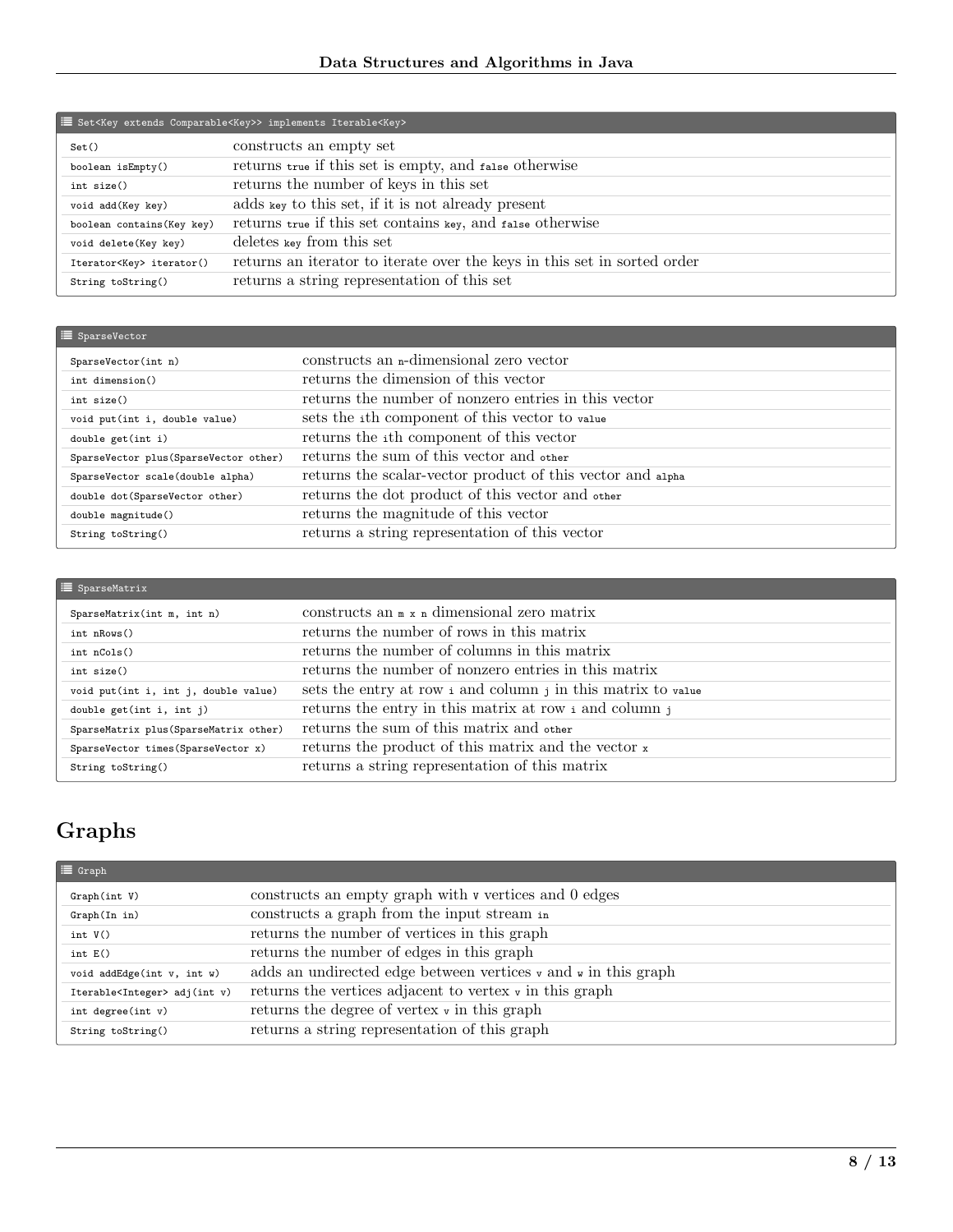| Set<Key extends Comparable<Key>> implements Iterable<Key> | |
|---|---|
| `Set()` | constructs an empty set |
| `boolean isEmpty()` | returns `true` if this set is empty, and `false` otherwise |
| `int size()` | returns the number of keys in this set |
| `void add(Key key)` | adds `key` to this set, if it is not already present |
| `boolean contains(Key key)` | returns `true` if this set contains `key`, and `false` otherwise |
| `void delete(Key key)` | deletes `key` from this set |
| `Iterator<Key> iterator()` | returns an iterator to iterate over the keys in this set in sorted order |
| `String toString()` | returns a string representation of this set |

| SparseVector | |
|---|---|
| `SparseVector(int n)` | constructs an `n`-dimensional zero vector |
| `int dimension()` | returns the dimension of this vector |
| `int size()` | returns the number of nonzero entries in this vector |
| `void put(int i, double value)` | sets the `i`th component of this vector to `value` |
| `double get(int i)` | returns the `i`th component of this vector |
| `SparseVector plus(SparseVector other)` | returns the sum of this vector and `other` |
| `SparseVector scale(double alpha)` | returns the scalar-vector product of this vector and `alpha` |
| `double dot(SparseVector other)` | returns the dot product of this vector and `other` |
| `double magnitude()` | returns the magnitude of this vector |
| `String toString()` | returns a string representation of this vector |

| SparseMatrix | |
|---|---|
| `SparseMatrix(int m, int n)` | constructs an `m x n` dimensional zero matrix |
| `int nRows()` | returns the number of rows in this matrix |
| `int nCols()` | returns the number of columns in this matrix |
| `int size()` | returns the number of nonzero entries in this matrix |
| `void put(int i, int j, double value)` | sets the entry at row `i` and column `j` in this matrix to `value` |
| `double get(int i, int j)` | returns the entry in this matrix at row `i` and column `j` |
| `SparseMatrix plus(SparseMatrix other)` | returns the sum of this matrix and `other` |
| `SparseVector times(SparseVector x)` | returns the product of this matrix and the vector `x` |
| `String toString()` | returns a string representation of this matrix |

# Graphs

| Graph | |
|---|---|
| `Graph(int V)` | constructs an empty graph with `V` vertices and 0 edges |
| `Graph(In in)` | constructs a graph from the input stream `in` |
| `int V()` | returns the number of vertices in this graph |
| `int E()` | returns the number of edges in this graph |
| `void addEdge(int v, int w)` | adds an undirected edge between vertices `v` and `w` in this graph |
| `Iterable<Integer> adj(int v)` | returns the vertices adjacent to vertex `v` in this graph |
| `int degree(int v)` | returns the degree of vertex `v` in this graph |
| `String toString()` | returns a string representation of this graph |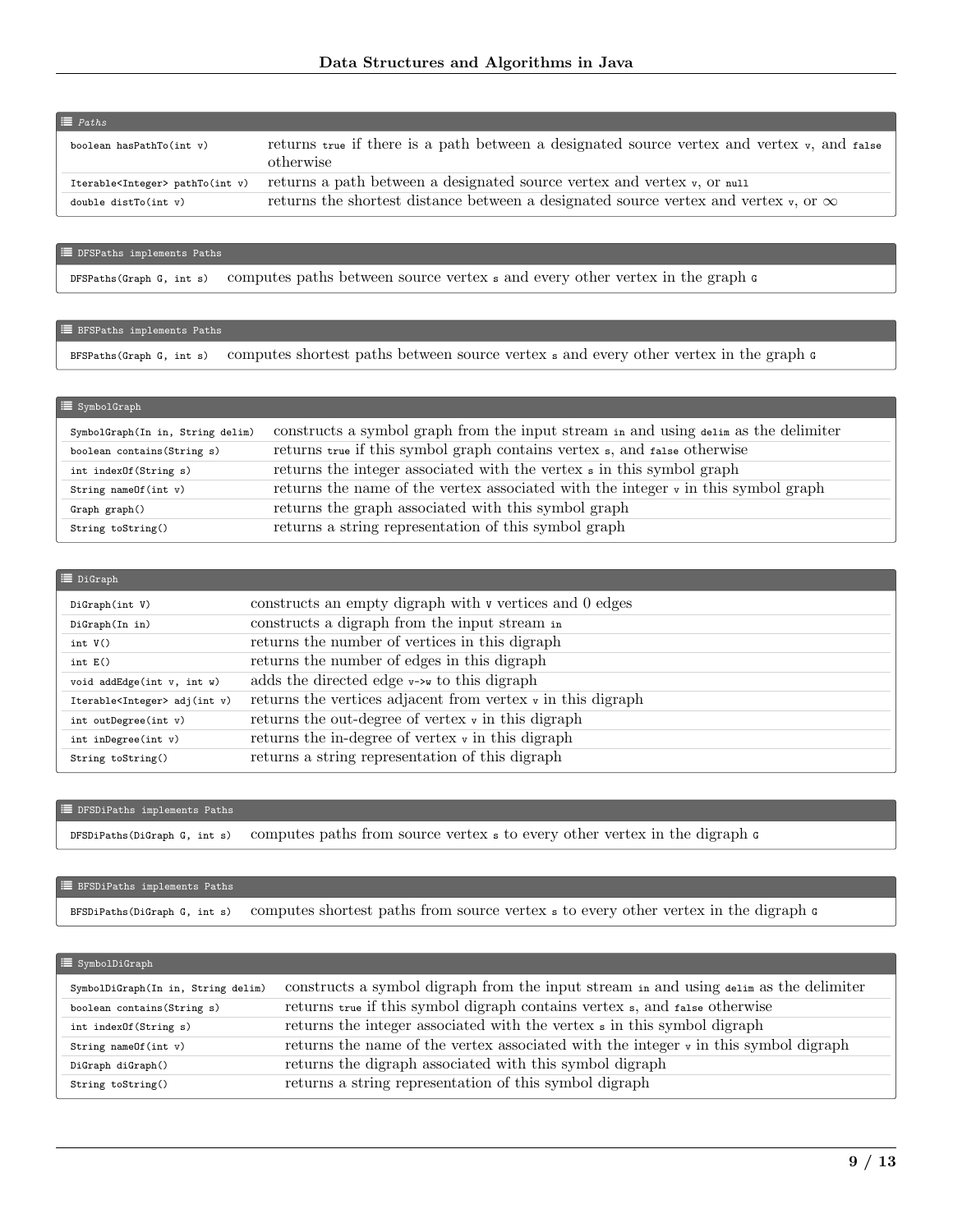| *Paths* | |
|---|---|
| `boolean hasPathTo(int v)` | returns `true` if there is a path between a designated source vertex and vertex `v`, and `false` otherwise |
| `Iterable<Integer> pathTo(int v)` | returns a path between a designated source vertex and vertex `v`, or `null` |
| `double distTo(int v)` | returns the shortest distance between a designated source vertex and vertex `v`, or $\infty$ |

| DFSPaths implements Paths | |
|---|---|
| `DFSPaths(Graph G, int s)` | computes paths between source vertex `s` and every other vertex in the graph `G` |

| BFSPaths implements Paths | |
|---|---|
| `BFSPaths(Graph G, int s)` | computes shortest paths between source vertex `s` and every other vertex in the graph `G` |

| SymbolGraph | |
|---|---|
| `SymbolGraph(In in, String delim)` | constructs a symbol graph from the input stream `in` and using `delim` as the delimiter |
| `boolean contains(String s)` | returns `true` if this symbol graph contains vertex `s`, and `false` otherwise |
| `int indexOf(String s)` | returns the integer associated with the vertex `s` in this symbol graph |
| `String nameOf(int v)` | returns the name of the vertex associated with the integer `v` in this symbol graph |
| `Graph graph()` | returns the graph associated with this symbol graph |
| `String toString()` | returns a string representation of this symbol graph |

| DiGraph | |
|---|---|
| `DiGraph(int V)` | constructs an empty digraph with `V` vertices and 0 edges |
| `DiGraph(In in)` | constructs a digraph from the input stream `in` |
| `int V()` | returns the number of vertices in this digraph |
| `int E()` | returns the number of edges in this digraph |
| `void addEdge(int v, int w)` | adds the directed edge `v->w` to this digraph |
| `Iterable<Integer> adj(int v)` | returns the vertices adjacent from vertex `v` in this digraph |
| `int outDegree(int v)` | returns the out-degree of vertex `v` in this digraph |
| `int inDegree(int v)` | returns the in-degree of vertex `v` in this digraph |
| `String toString()` | returns a string representation of this digraph |

| DFSDiPaths implements Paths | |
|---|---|
| `DFSDiPaths(DiGraph G, int s)` | computes paths from source vertex `s` to every other vertex in the digraph `G` |

| BFSDiPaths implements Paths | |
|---|---|
| `BFSDiPaths(DiGraph G, int s)` | computes shortest paths from source vertex `s` to every other vertex in the digraph `G` |

| SymbolDiGraph | |
|---|---|
| `SymbolDiGraph(In in, String delim)` | constructs a symbol digraph from the input stream `in` and using `delim` as the delimiter |
| `boolean contains(String s)` | returns `true` if this symbol digraph contains vertex `s`, and `false` otherwise |
| `int indexOf(String s)` | returns the integer associated with the vertex `s` in this symbol digraph |
| `String nameOf(int v)` | returns the name of the vertex associated with the integer `v` in this symbol digraph |
| `DiGraph diGraph()` | returns the digraph associated with this symbol digraph |
| `String toString()` | returns a string representation of this symbol digraph |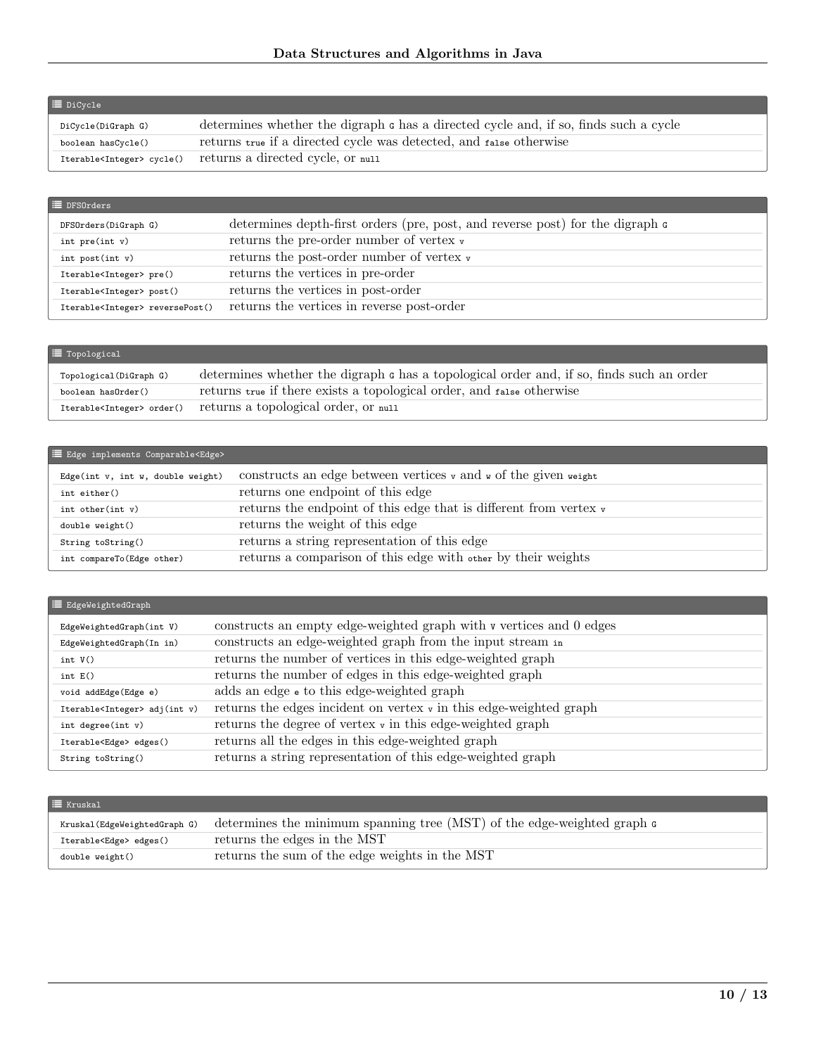| ☰ DiCycle | |
|---|---|
| `DiCycle(DiGraph G)` | determines whether the digraph `G` has a directed cycle and, if so, finds such a cycle |
| `boolean hasCycle()` | returns `true` if a directed cycle was detected, and `false` otherwise |
| `Iterable<Integer> cycle()` | returns a directed cycle, or `null` |

| ☰ DFSOrders | |
|---|---|
| `DFSOrders(DiGraph G)` | determines depth-first orders (pre, post, and reverse post) for the digraph `G` |
| `int pre(int v)` | returns the pre-order number of vertex `v` |
| `int post(int v)` | returns the post-order number of vertex `v` |
| `Iterable<Integer> pre()` | returns the vertices in pre-order |
| `Iterable<Integer> post()` | returns the vertices in post-order |
| `Iterable<Integer> reversePost()` | returns the vertices in reverse post-order |

| ☰ Topological | |
|---|---|
| `Topological(DiGraph G)` | determines whether the digraph `G` has a topological order and, if so, finds such an order |
| `boolean hasOrder()` | returns `true` if there exists a topological order, and `false` otherwise |
| `Iterable<Integer> order()` | returns a topological order, or `null` |

| ☰ Edge implements Comparable<Edge> | |
|---|---|
| `Edge(int v, int w, double weight)` | constructs an edge between vertices `v` and `w` of the given `weight` |
| `int either()` | returns one endpoint of this edge |
| `int other(int v)` | returns the endpoint of this edge that is different from vertex `v` |
| `double weight()` | returns the weight of this edge |
| `String toString()` | returns a string representation of this edge |
| `int compareTo(Edge other)` | returns a comparison of this edge with `other` by their weights |

| ☰ EdgeWeightedGraph | |
|---|---|
| `EdgeWeightedGraph(int V)` | constructs an empty edge-weighted graph with `V` vertices and 0 edges |
| `EdgeWeightedGraph(In in)` | constructs an edge-weighted graph from the input stream `in` |
| `int V()` | returns the number of vertices in this edge-weighted graph |
| `int E()` | returns the number of edges in this edge-weighted graph |
| `void addEdge(Edge e)` | adds an edge `e` to this edge-weighted graph |
| `Iterable<Integer> adj(int v)` | returns the edges incident on vertex `v` in this edge-weighted graph |
| `int degree(int v)` | returns the degree of vertex `v` in this edge-weighted graph |
| `Iterable<Edge> edges()` | returns all the edges in this edge-weighted graph |
| `String toString()` | returns a string representation of this edge-weighted graph |

| ☰ Kruskal | |
|---|---|
| `Kruskal(EdgeWeightedGraph G)` | determines the minimum spanning tree (MST) of the edge-weighted graph `G` |
| `Iterable<Edge> edges()` | returns the edges in the MST |
| `double weight()` | returns the sum of the edge weights in the MST |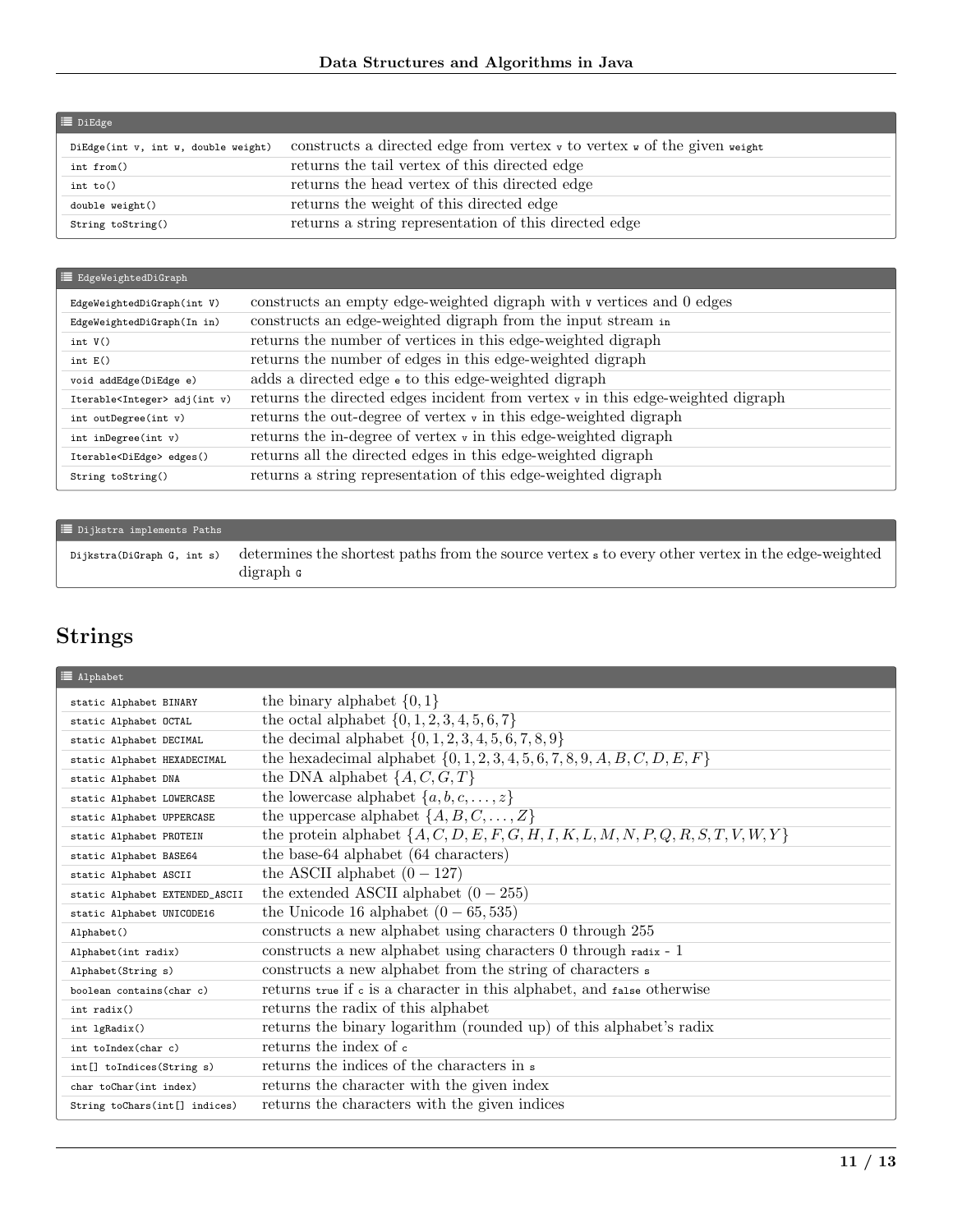| DiEdge | |
|---|---|
| `DiEdge(int v, int w, double weight)` | constructs a directed edge from vertex `v` to vertex `w` of the given `weight` |
| `int from()` | returns the tail vertex of this directed edge |
| `int to()` | returns the head vertex of this directed edge |
| `double weight()` | returns the weight of this directed edge |
| `String toString()` | returns a string representation of this directed edge |

| EdgeWeightedDiGraph | |
|---|---|
| `EdgeWeightedDiGraph(int V)` | constructs an empty edge-weighted digraph with `V` vertices and 0 edges |
| `EdgeWeightedDiGraph(In in)` | constructs an edge-weighted digraph from the input stream `in` |
| `int V()` | returns the number of vertices in this edge-weighted digraph |
| `int E()` | returns the number of edges in this edge-weighted digraph |
| `void addEdge(DiEdge e)` | adds a directed edge `e` to this edge-weighted digraph |
| `Iterable<Integer> adj(int v)` | returns the directed edges incident from vertex `v` in this edge-weighted digraph |
| `int outDegree(int v)` | returns the out-degree of vertex `v` in this edge-weighted digraph |
| `int inDegree(int v)` | returns the in-degree of vertex `v` in this edge-weighted digraph |
| `Iterable<DiEdge> edges()` | returns all the directed edges in this edge-weighted digraph |
| `String toString()` | returns a string representation of this edge-weighted digraph |

| Dijkstra implements Paths | |
|---|---|
| `Dijkstra(DiGraph G, int s)` | determines the shortest paths from the source vertex `s` to every other vertex in the edge-weighted digraph `G` |

## Strings

| Alphabet | |
|---|---|
| `static Alphabet BINARY` | the binary alphabet $\{0, 1\}$ |
| `static Alphabet OCTAL` | the octal alphabet $\{0, 1, 2, 3, 4, 5, 6, 7\}$ |
| `static Alphabet DECIMAL` | the decimal alphabet $\{0, 1, 2, 3, 4, 5, 6, 7, 8, 9\}$ |
| `static Alphabet HEXADECIMAL` | the hexadecimal alphabet $\{0, 1, 2, 3, 4, 5, 6, 7, 8, 9, A, B, C, D, E, F\}$ |
| `static Alphabet DNA` | the DNA alphabet $\{A, C, G, T\}$ |
| `static Alphabet LOWERCASE` | the lowercase alphabet $\{a, b, c, \dots, z\}$ |
| `static Alphabet UPPERCASE` | the uppercase alphabet $\{A, B, C, \dots, Z\}$ |
| `static Alphabet PROTEIN` | the protein alphabet $\{A, C, D, E, F, G, H, I, K, L, M, N, P, Q, R, S, T, V, W, Y\}$ |
| `static Alphabet BASE64` | the base-64 alphabet (64 characters) |
| `static Alphabet ASCII` | the ASCII alphabet $(0 - 127)$ |
| `static Alphabet EXTENDED_ASCII` | the extended ASCII alphabet $(0 - 255)$ |
| `static Alphabet UNICODE16` | the Unicode 16 alphabet $(0 - 65,535)$ |
| `Alphabet()` | constructs a new alphabet using characters 0 through 255 |
| `Alphabet(int radix)` | constructs a new alphabet using characters 0 through `radix - 1` |
| `Alphabet(String s)` | constructs a new alphabet from the string of characters `s` |
| `boolean contains(char c)` | returns `true` if `c` is a character in this alphabet, and `false` otherwise |
| `int radix()` | returns the radix of this alphabet |
| `int lgRadix()` | returns the binary logarithm (rounded up) of this alphabet's radix |
| `int toIndex(char c)` | returns the index of `c` |
| `int[] toIndices(String s)` | returns the indices of the characters in `s` |
| `char toChar(int index)` | returns the character with the given index |
| `String toChars(int[] indices)` | returns the characters with the given indices |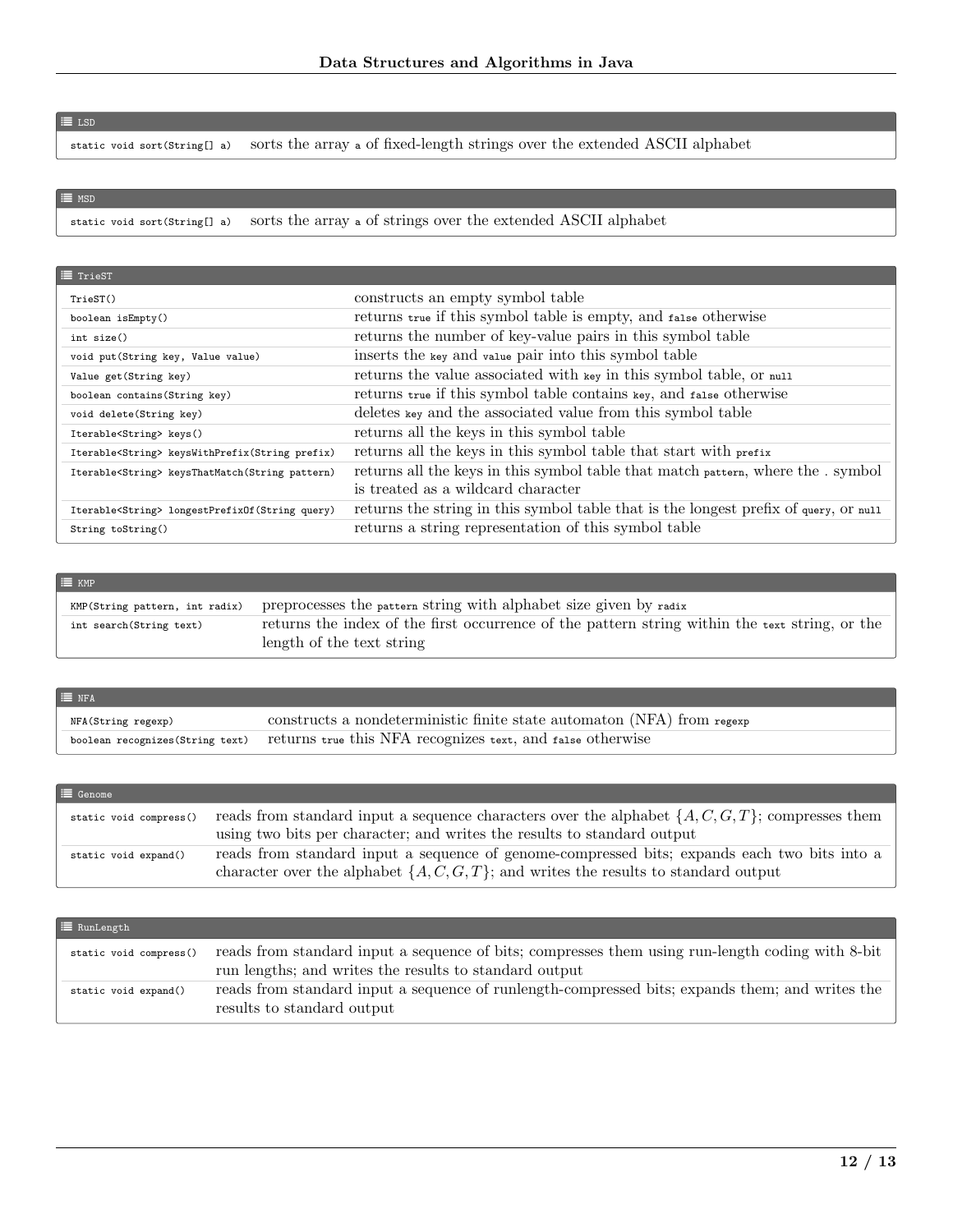| LSD | |
|---|---|
| `static void sort(String[] a)` | sorts the array `a` of fixed-length strings over the extended ASCII alphabet |

| MSD | |
|---|---|
| `static void sort(String[] a)` | sorts the array `a` of strings over the extended ASCII alphabet |

| TrieST | |
|---|---|
| `TrieST()` | constructs an empty symbol table |
| `boolean isEmpty()` | returns `true` if this symbol table is empty, and `false` otherwise |
| `int size()` | returns the number of key-value pairs in this symbol table |
| `void put(String key, Value value)` | inserts the `key` and `value` pair into this symbol table |
| `Value get(String key)` | returns the value associated with `key` in this symbol table, or `null` |
| `boolean contains(String key)` | returns `true` if this symbol table contains `key`, and `false` otherwise |
| `void delete(String key)` | deletes `key` and the associated value from this symbol table |
| `Iterable<String> keys()` | returns all the keys in this symbol table |
| `Iterable<String> keysWithPrefix(String prefix)` | returns all the keys in this symbol table that start with `prefix` |
| `Iterable<String> keysThatMatch(String pattern)` | returns all the keys in this symbol table that match `pattern`, where the . symbol is treated as a wildcard character |
| `Iterable<String> longestPrefixOf(String query)` | returns the string in this symbol table that is the longest prefix of `query`, or `null` |
| `String toString()` | returns a string representation of this symbol table |

| KMP | |
|---|---|
| `KMP(String pattern, int radix)` | preprocesses the `pattern` string with alphabet size given by `radix` |
| `int search(String text)` | returns the index of the first occurrence of the pattern string within the `text` string, or the length of the text string |

| NFA | |
|---|---|
| `NFA(String regexp)` | constructs a nondeterministic finite state automaton (NFA) from `regexp` |
| `boolean recognizes(String text)` | returns `true` this NFA recognizes `text`, and `false` otherwise |

| Genome | |
|---|---|
| `static void compress()` | reads from standard input a sequence characters over the alphabet $\{A, C, G, T\}$; compresses them using two bits per character; and writes the results to standard output |
| `static void expand()` | reads from standard input a sequence of genome-compressed bits; expands each two bits into a character over the alphabet $\{A, C, G, T\}$; and writes the results to standard output |

| RunLength | |
|---|---|
| `static void compress()` | reads from standard input a sequence of bits; compresses them using run-length coding with 8-bit run lengths; and writes the results to standard output |
| `static void expand()` | reads from standard input a sequence of runlength-compressed bits; expands them; and writes the results to standard output |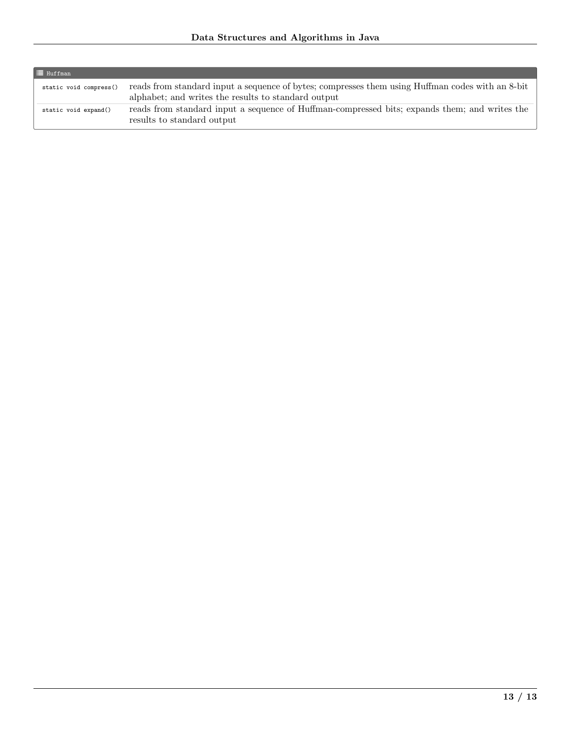| Huffman | |
|---|---|
| `static void compress()` | reads from standard input a sequence of bytes; compresses them using Huffman codes with an 8-bit alphabet; and writes the results to standard output |
| `static void expand()` | reads from standard input a sequence of Huffman-compressed bits; expands them; and writes the results to standard output |